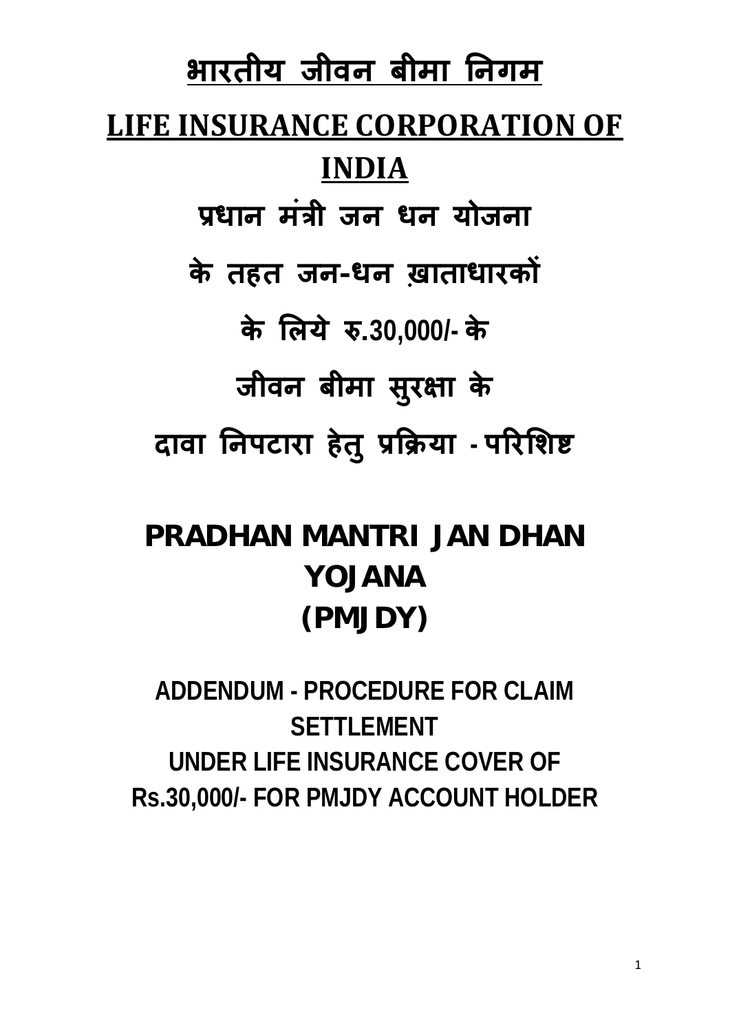# भारतीय जीवन बीमा निगम

# LIFE INSURANCE CORPORATION OF INDIA

## प्रधान मंत्री जन धन योजना के तहत जन-धन ख़ाताधारकों के लिये रु.30,000/- के जीवन बीमा सुरक्षा के दावा निपटारा हेतु प्रक्रिया - परिशिष्ट

# PRADHAN MANTRI JAN DHAN YOJANA (PMJDY)

## ADDENDUM - PROCEDURE FOR CLAIM SETTLEMENT UNDER LIFE INSURANCE COVER OF Rs.30,000/- FOR PMJDY ACCOUNT HOLDER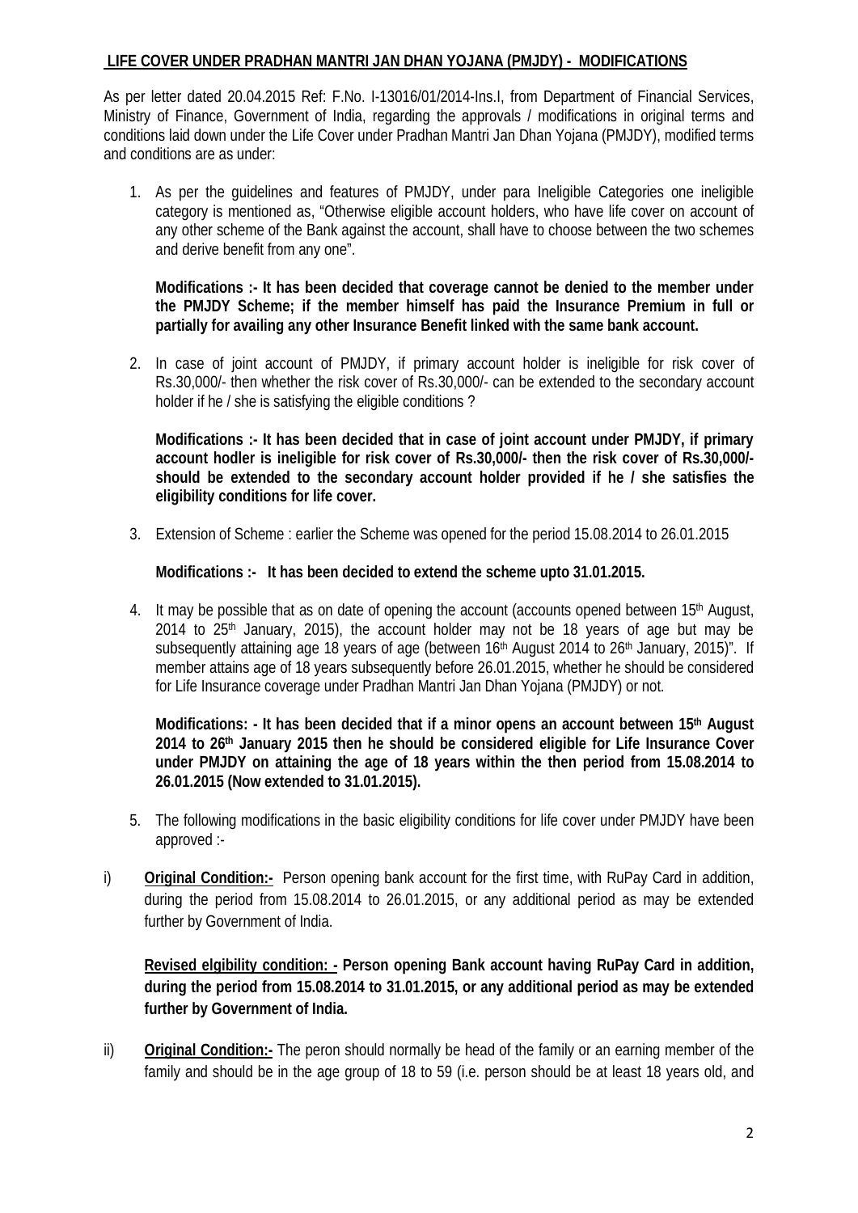## LIFE COVER UNDER PRADHAN MANTRI JAN DHAN YOJANA (PMJDY) - MODIFICATIONS

As per letter dated 20.04.2015 Ref: F.No. I-13016/01/2014-Ins.I, from Department of Financial Services, Ministry of Finance, Government of India, regarding the approvals / modifications in original terms and conditions laid down under the Life Cover under Pradhan Mantri Jan Dhan Yojana (PMJDY), modified terms and conditions are as under:

1. As per the guidelines and features of PMJDY, under para Ineligible Categories one ineligible category is mentioned as, "Otherwise eligible account holders, who have life cover on account of any other scheme of the Bank against the account, shall have to choose between the two schemes and derive benefit from any one".

   **Modifications :- It has been decided that coverage cannot be denied to the member under the PMJDY Scheme; if the member himself has paid the Insurance Premium in full or partially for availing any other Insurance Benefit linked with the same bank account.**

2. In case of joint account of PMJDY, if primary account holder is ineligible for risk cover of Rs.30,000/- then whether the risk cover of Rs.30,000/- can be extended to the secondary account holder if he / she is satisfying the eligible conditions ?

   **Modifications :- It has been decided that in case of joint account under PMJDY, if primary account hodler is ineligible for risk cover of Rs.30,000/- then the risk cover of Rs.30,000/- should be extended to the secondary account holder provided if he / she satisfies the eligibility conditions for life cover.**

3. Extension of Scheme : earlier the Scheme was opened for the period 15.08.2014 to 26.01.2015

   **Modifications :- It has been decided to extend the scheme upto 31.01.2015.**

4. It may be possible that as on date of opening the account (accounts opened between 15th August, 2014 to 25th January, 2015), the account holder may not be 18 years of age but may be subsequently attaining age 18 years of age (between 16th August 2014 to 26th January, 2015)". If member attains age of 18 years subsequently before 26.01.2015, whether he should be considered for Life Insurance coverage under Pradhan Mantri Jan Dhan Yojana (PMJDY) or not.

   **Modifications: - It has been decided that if a minor opens an account between 15th August 2014 to 26th January 2015 then he should be considered eligible for Life Insurance Cover under PMJDY on attaining the age of 18 years within the then period from 15.08.2014 to 26.01.2015 (Now extended to 31.01.2015).**

5. The following modifications in the basic eligibility conditions for life cover under PMJDY have been approved :-

i) **<u>Original Condition:-</u>** Person opening bank account for the first time, with RuPay Card in addition, during the period from 15.08.2014 to 26.01.2015, or any additional period as may be extended further by Government of India.

   **<u>Revised elgibility condition: -</u> Person opening Bank account having RuPay Card in addition, during the period from 15.08.2014 to 31.01.2015, or any additional period as may be extended further by Government of India.**

ii) **<u>Original Condition:-</u>** The peron should normally be head of the family or an earning member of the family and should be in the age group of 18 to 59 (i.e. person should be at least 18 years old, and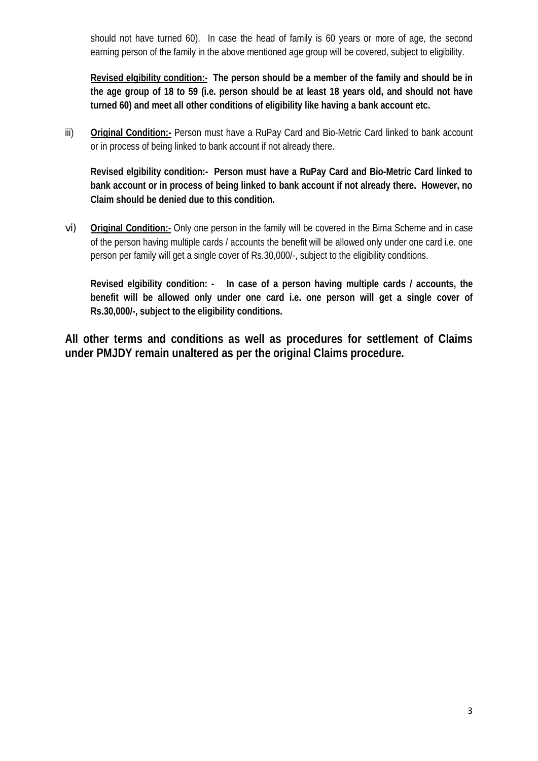should not have turned 60). In case the head of family is 60 years or more of age, the second earning person of the family in the above mentioned age group will be covered, subject to eligibility.

**<u>Revised elgibility condition:-</u> The person should be a member of the family and should be in the age group of 18 to 59 (i.e. person should be at least 18 years old, and should not have turned 60) and meet all other conditions of eligibility like having a bank account etc.**

iii) **<u>Original Condition:-</u>** Person must have a RuPay Card and Bio-Metric Card linked to bank account or in process of being linked to bank account if not already there.

**Revised elgibility condition:- Person must have a RuPay Card and Bio-Metric Card linked to bank account or in process of being linked to bank account if not already there. However, no Claim should be denied due to this condition.**

vi) **<u>Original Condition:-</u>** Only one person in the family will be covered in the Bima Scheme and in case of the person having multiple cards / accounts the benefit will be allowed only under one card i.e. one person per family will get a single cover of Rs.30,000/-, subject to the eligibility conditions.

**Revised elgibility condition: - In case of a person having multiple cards / accounts, the benefit will be allowed only under one card i.e. one person will get a single cover of Rs.30,000/-, subject to the eligibility conditions.**

**All other terms and conditions as well as procedures for settlement of Claims under PMJDY remain unaltered as per the original Claims procedure.**